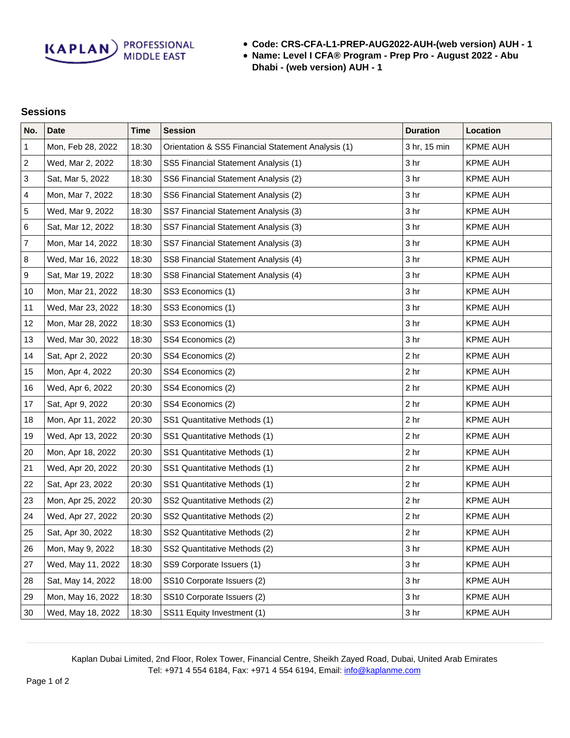KAPLAN PROFESSIONAL MIDDLE EAST

- **Code: CRS-CFA-L1-PREP-AUG2022-AUH-(web version) AUH - 1**
- **Name: Level I CFA® Program - Prep Pro - August 2022 - Abu Dhabi - (web version) AUH - 1**

## Sessions

| No. | Date | Time | Session | Duration | Location |
|---|---|---|---|---|---|
| 1 | Mon, Feb 28, 2022 | 18:30 | Orientation & SS5 Financial Statement Analysis (1) | 3 hr, 15 min | KPME AUH |
| 2 | Wed, Mar 2, 2022 | 18:30 | SS5 Financial Statement Analysis (1) | 3 hr | KPME AUH |
| 3 | Sat, Mar 5, 2022 | 18:30 | SS6 Financial Statement Analysis (2) | 3 hr | KPME AUH |
| 4 | Mon, Mar 7, 2022 | 18:30 | SS6 Financial Statement Analysis (2) | 3 hr | KPME AUH |
| 5 | Wed, Mar 9, 2022 | 18:30 | SS7 Financial Statement Analysis (3) | 3 hr | KPME AUH |
| 6 | Sat, Mar 12, 2022 | 18:30 | SS7 Financial Statement Analysis (3) | 3 hr | KPME AUH |
| 7 | Mon, Mar 14, 2022 | 18:30 | SS7 Financial Statement Analysis (3) | 3 hr | KPME AUH |
| 8 | Wed, Mar 16, 2022 | 18:30 | SS8 Financial Statement Analysis (4) | 3 hr | KPME AUH |
| 9 | Sat, Mar 19, 2022 | 18:30 | SS8 Financial Statement Analysis (4) | 3 hr | KPME AUH |
| 10 | Mon, Mar 21, 2022 | 18:30 | SS3 Economics (1) | 3 hr | KPME AUH |
| 11 | Wed, Mar 23, 2022 | 18:30 | SS3 Economics (1) | 3 hr | KPME AUH |
| 12 | Mon, Mar 28, 2022 | 18:30 | SS3 Economics (1) | 3 hr | KPME AUH |
| 13 | Wed, Mar 30, 2022 | 18:30 | SS4 Economics (2) | 3 hr | KPME AUH |
| 14 | Sat, Apr 2, 2022 | 20:30 | SS4 Economics (2) | 2 hr | KPME AUH |
| 15 | Mon, Apr 4, 2022 | 20:30 | SS4 Economics (2) | 2 hr | KPME AUH |
| 16 | Wed, Apr 6, 2022 | 20:30 | SS4 Economics (2) | 2 hr | KPME AUH |
| 17 | Sat, Apr 9, 2022 | 20:30 | SS4 Economics (2) | 2 hr | KPME AUH |
| 18 | Mon, Apr 11, 2022 | 20:30 | SS1 Quantitative Methods (1) | 2 hr | KPME AUH |
| 19 | Wed, Apr 13, 2022 | 20:30 | SS1 Quantitative Methods (1) | 2 hr | KPME AUH |
| 20 | Mon, Apr 18, 2022 | 20:30 | SS1 Quantitative Methods (1) | 2 hr | KPME AUH |
| 21 | Wed, Apr 20, 2022 | 20:30 | SS1 Quantitative Methods (1) | 2 hr | KPME AUH |
| 22 | Sat, Apr 23, 2022 | 20:30 | SS1 Quantitative Methods (1) | 2 hr | KPME AUH |
| 23 | Mon, Apr 25, 2022 | 20:30 | SS2 Quantitative Methods (2) | 2 hr | KPME AUH |
| 24 | Wed, Apr 27, 2022 | 20:30 | SS2 Quantitative Methods (2) | 2 hr | KPME AUH |
| 25 | Sat, Apr 30, 2022 | 18:30 | SS2 Quantitative Methods (2) | 2 hr | KPME AUH |
| 26 | Mon, May 9, 2022 | 18:30 | SS2 Quantitative Methods (2) | 3 hr | KPME AUH |
| 27 | Wed, May 11, 2022 | 18:30 | SS9 Corporate Issuers (1) | 3 hr | KPME AUH |
| 28 | Sat, May 14, 2022 | 18:00 | SS10 Corporate Issuers (2) | 3 hr | KPME AUH |
| 29 | Mon, May 16, 2022 | 18:30 | SS10 Corporate Issuers (2) | 3 hr | KPME AUH |
| 30 | Wed, May 18, 2022 | 18:30 | SS11 Equity Investment (1) | 3 hr | KPME AUH |

Kaplan Dubai Limited, 2nd Floor, Rolex Tower, Financial Centre, Sheikh Zayed Road, Dubai, United Arab Emirates
Tel: +971 4 554 6184, Fax: +971 4 554 6194, Email: info@kaplanme.com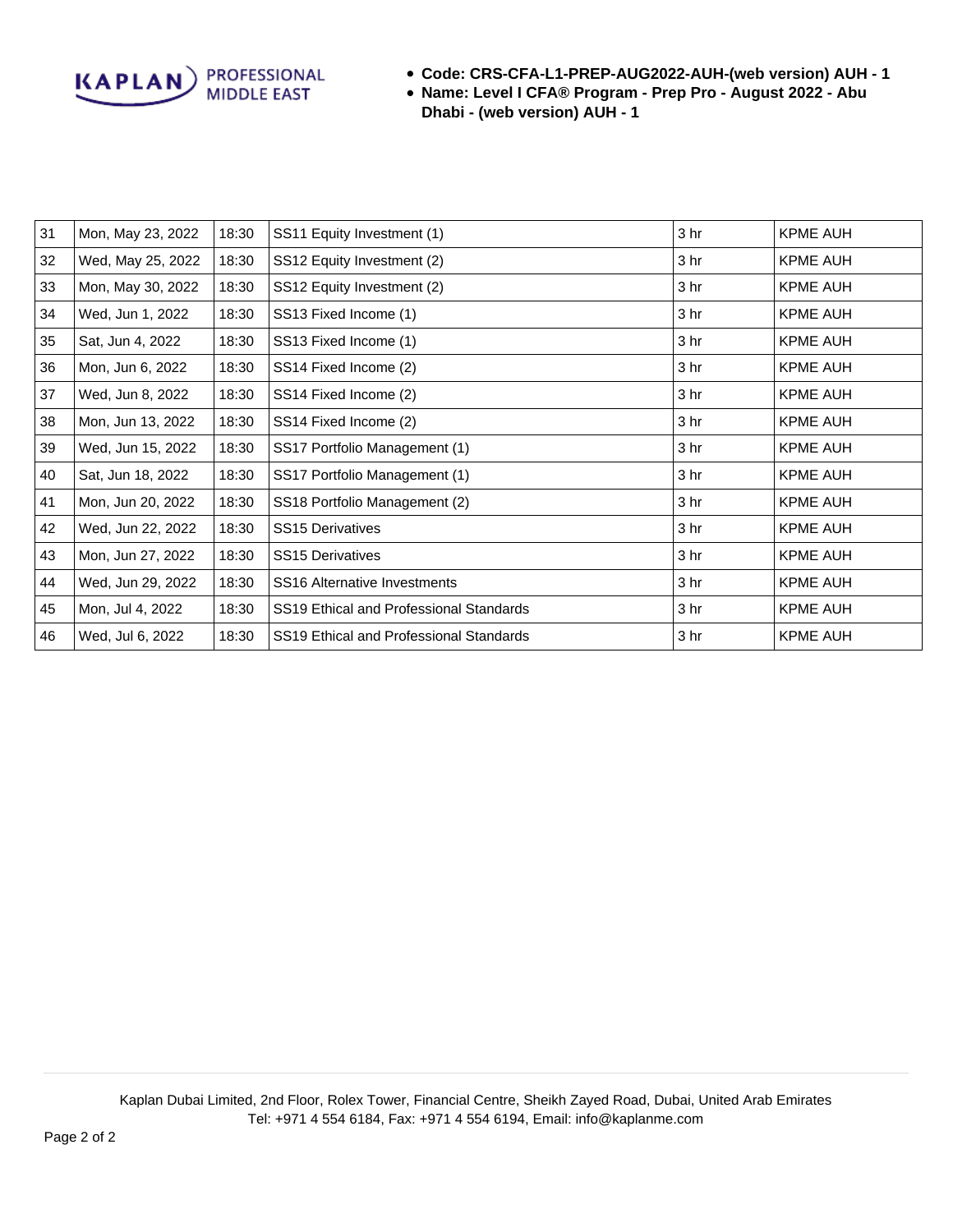- **Code: CRS-CFA-L1-PREP-AUG2022-AUH-(web version) AUH - 1**
- **Name: Level I CFA® Program - Prep Pro - August 2022 - Abu Dhabi - (web version) AUH - 1**

| | | | | | |
|---|---|---|---|---|---|
| 31 | Mon, May 23, 2022 | 18:30 | SS11 Equity Investment (1) | 3 hr | KPME AUH |
| 32 | Wed, May 25, 2022 | 18:30 | SS12 Equity Investment (2) | 3 hr | KPME AUH |
| 33 | Mon, May 30, 2022 | 18:30 | SS12 Equity Investment (2) | 3 hr | KPME AUH |
| 34 | Wed, Jun 1, 2022 | 18:30 | SS13 Fixed Income (1) | 3 hr | KPME AUH |
| 35 | Sat, Jun 4, 2022 | 18:30 | SS13 Fixed Income (1) | 3 hr | KPME AUH |
| 36 | Mon, Jun 6, 2022 | 18:30 | SS14 Fixed Income (2) | 3 hr | KPME AUH |
| 37 | Wed, Jun 8, 2022 | 18:30 | SS14 Fixed Income (2) | 3 hr | KPME AUH |
| 38 | Mon, Jun 13, 2022 | 18:30 | SS14 Fixed Income (2) | 3 hr | KPME AUH |
| 39 | Wed, Jun 15, 2022 | 18:30 | SS17 Portfolio Management (1) | 3 hr | KPME AUH |
| 40 | Sat, Jun 18, 2022 | 18:30 | SS17 Portfolio Management (1) | 3 hr | KPME AUH |
| 41 | Mon, Jun 20, 2022 | 18:30 | SS18 Portfolio Management (2) | 3 hr | KPME AUH |
| 42 | Wed, Jun 22, 2022 | 18:30 | SS15 Derivatives | 3 hr | KPME AUH |
| 43 | Mon, Jun 27, 2022 | 18:30 | SS15 Derivatives | 3 hr | KPME AUH |
| 44 | Wed, Jun 29, 2022 | 18:30 | SS16 Alternative Investments | 3 hr | KPME AUH |
| 45 | Mon, Jul 4, 2022 | 18:30 | SS19 Ethical and Professional Standards | 3 hr | KPME AUH |
| 46 | Wed, Jul 6, 2022 | 18:30 | SS19 Ethical and Professional Standards | 3 hr | KPME AUH |

Kaplan Dubai Limited, 2nd Floor, Rolex Tower, Financial Centre, Sheikh Zayed Road, Dubai, United Arab Emirates
Tel: +971 4 554 6184, Fax: +971 4 554 6194, Email: info@kaplanme.com